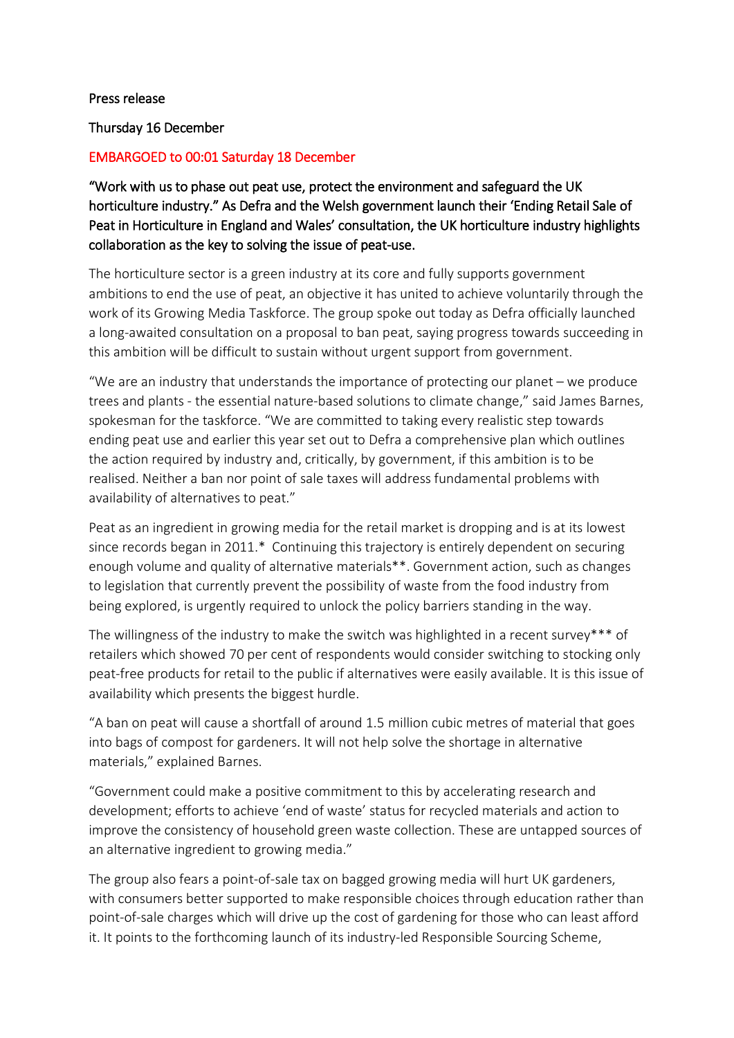Press release

Thursday 16 December

EMBARGOED to 00:01 Saturday 18 December

**"Work with us to phase out peat use, protect the environment and safeguard the UK horticulture industry." As Defra and the Welsh government launch their 'Ending Retail Sale of Peat in Horticulture in England and Wales' consultation, the UK horticulture industry highlights collaboration as the key to solving the issue of peat-use.**

The horticulture sector is a green industry at its core and fully supports government ambitions to end the use of peat, an objective it has united to achieve voluntarily through the work of its Growing Media Taskforce. The group spoke out today as Defra officially launched a long-awaited consultation on a proposal to ban peat, saying progress towards succeeding in this ambition will be difficult to sustain without urgent support from government.

"We are an industry that understands the importance of protecting our planet – we produce trees and plants - the essential nature-based solutions to climate change," said James Barnes, spokesman for the taskforce. "We are committed to taking every realistic step towards ending peat use and earlier this year set out to Defra a comprehensive plan which outlines the action required by industry and, critically, by government, if this ambition is to be realised. Neither a ban nor point of sale taxes will address fundamental problems with availability of alternatives to peat."

Peat as an ingredient in growing media for the retail market is dropping and is at its lowest since records began in 2011.* Continuing this trajectory is entirely dependent on securing enough volume and quality of alternative materials**. Government action, such as changes to legislation that currently prevent the possibility of waste from the food industry from being explored, is urgently required to unlock the policy barriers standing in the way.

The willingness of the industry to make the switch was highlighted in a recent survey*** of retailers which showed 70 per cent of respondents would consider switching to stocking only peat-free products for retail to the public if alternatives were easily available. It is this issue of availability which presents the biggest hurdle.

"A ban on peat will cause a shortfall of around 1.5 million cubic metres of material that goes into bags of compost for gardeners. It will not help solve the shortage in alternative materials," explained Barnes.

"Government could make a positive commitment to this by accelerating research and development; efforts to achieve 'end of waste' status for recycled materials and action to improve the consistency of household green waste collection. These are untapped sources of an alternative ingredient to growing media."

The group also fears a point-of-sale tax on bagged growing media will hurt UK gardeners, with consumers better supported to make responsible choices through education rather than point-of-sale charges which will drive up the cost of gardening for those who can least afford it. It points to the forthcoming launch of its industry-led Responsible Sourcing Scheme,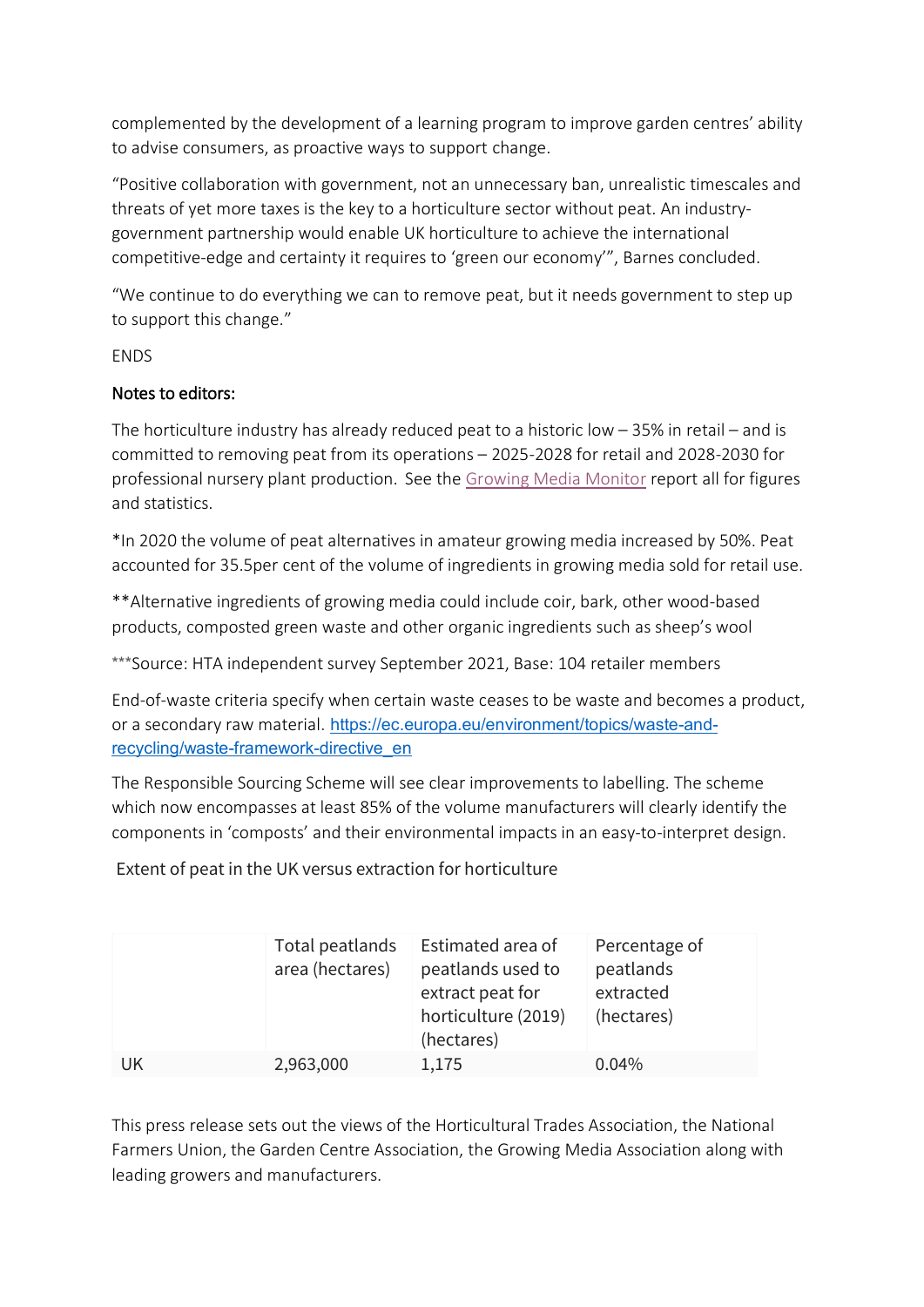complemented by the development of a learning program to improve garden centres' ability to advise consumers, as proactive ways to support change.

"Positive collaboration with government, not an unnecessary ban, unrealistic timescales and threats of yet more taxes is the key to a horticulture sector without peat. An industry-government partnership would enable UK horticulture to achieve the international competitive-edge and certainty it requires to 'green our economy'", Barnes concluded.

"We continue to do everything we can to remove peat, but it needs government to step up to support this change."

ENDS

**Notes to editors:**

The horticulture industry has already reduced peat to a historic low – 35% in retail – and is committed to removing peat from its operations – 2025-2028 for retail and 2028-2030 for professional nursery plant production. See the [Growing Media Monitor] report all for figures and statistics.

*In 2020 the volume of peat alternatives in amateur growing media increased by 50%. Peat accounted for 35.5per cent of the volume of ingredients in growing media sold for retail use.

**Alternative ingredients of growing media could include coir, bark, other wood-based products, composted green waste and other organic ingredients such as sheep's wool

***Source: HTA independent survey September 2021, Base: 104 retailer members

End-of-waste criteria specify when certain waste ceases to be waste and becomes a product, or a secondary raw material. https://ec.europa.eu/environment/topics/waste-and-recycling/waste-framework-directive_en

The Responsible Sourcing Scheme will see clear improvements to labelling. The scheme which now encompasses at least 85% of the volume manufacturers will clearly identify the components in 'composts' and their environmental impacts in an easy-to-interpret design.

Extent of peat in the UK versus extraction for horticulture

| | Total peatlands area (hectares) | Estimated area of peatlands used to extract peat for horticulture (2019) (hectares) | Percentage of peatlands extracted (hectares) |
|---|---|---|---|
| UK | 2,963,000 | 1,175 | 0.04% |

This press release sets out the views of the Horticultural Trades Association, the National Farmers Union, the Garden Centre Association, the Growing Media Association along with leading growers and manufacturers.